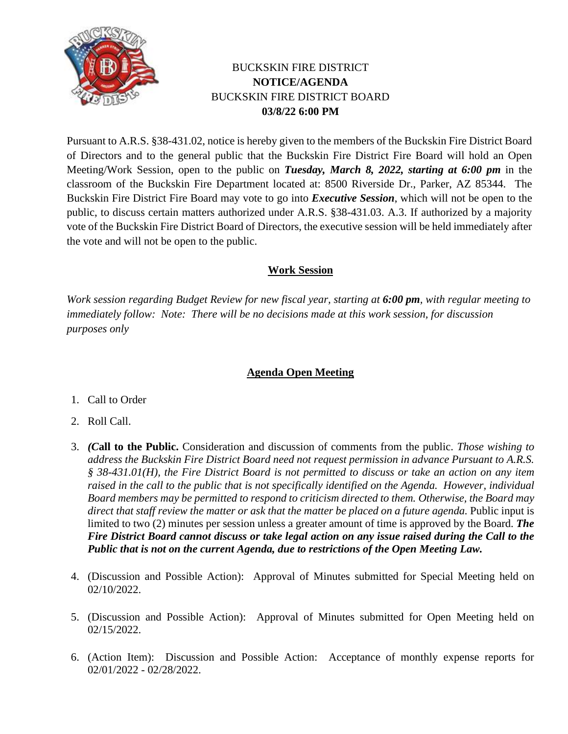BUCKSKIN FIRE DISTRICT

**NOTICE/AGENDA**

BUCKSKIN FIRE DISTRICT BOARD

**03/8/22 6:00 PM**

Pursuant to A.R.S. §38-431.02, notice is hereby given to the members of the Buckskin Fire District Board of Directors and to the general public that the Buckskin Fire District Fire Board will hold an Open Meeting/Work Session, open to the public on ***Tuesday, March 8, 2022, starting at 6:00 pm*** in the classroom of the Buckskin Fire Department located at: 8500 Riverside Dr., Parker, AZ 85344. The Buckskin Fire District Fire Board may vote to go into ***Executive Session***, which will not be open to the public, to discuss certain matters authorized under A.R.S. §38-431.03. A.3. If authorized by a majority vote of the Buckskin Fire District Board of Directors, the executive session will be held immediately after the vote and will not be open to the public.

## Work Session

*Work session regarding Budget Review for new fiscal year, starting at **6:00 pm**, with regular meeting to immediately follow: Note: There will be no decisions made at this work session, for discussion purposes only*

## Agenda Open Meeting

1. Call to Order
2. Roll Call.
3. ***(C*all to the Public.** Consideration and discussion of comments from the public. *Those wishing to address the Buckskin Fire District Board need not request permission in advance Pursuant to A.R.S. § 38-431.01(H), the Fire District Board is not permitted to discuss or take an action on any item raised in the call to the public that is not specifically identified on the Agenda. However, individual Board members may be permitted to respond to criticism directed to them. Otherwise, the Board may direct that staff review the matter or ask that the matter be placed on a future agenda.* Public input is limited to two (2) minutes per session unless a greater amount of time is approved by the Board. ***The Fire District Board cannot discuss or take legal action on any issue raised during the Call to the Public that is not on the current Agenda, due to restrictions of the Open Meeting Law.***
4. (Discussion and Possible Action): Approval of Minutes submitted for Special Meeting held on 02/10/2022.
5. (Discussion and Possible Action): Approval of Minutes submitted for Open Meeting held on 02/15/2022.
6. (Action Item): Discussion and Possible Action: Acceptance of monthly expense reports for 02/01/2022 - 02/28/2022.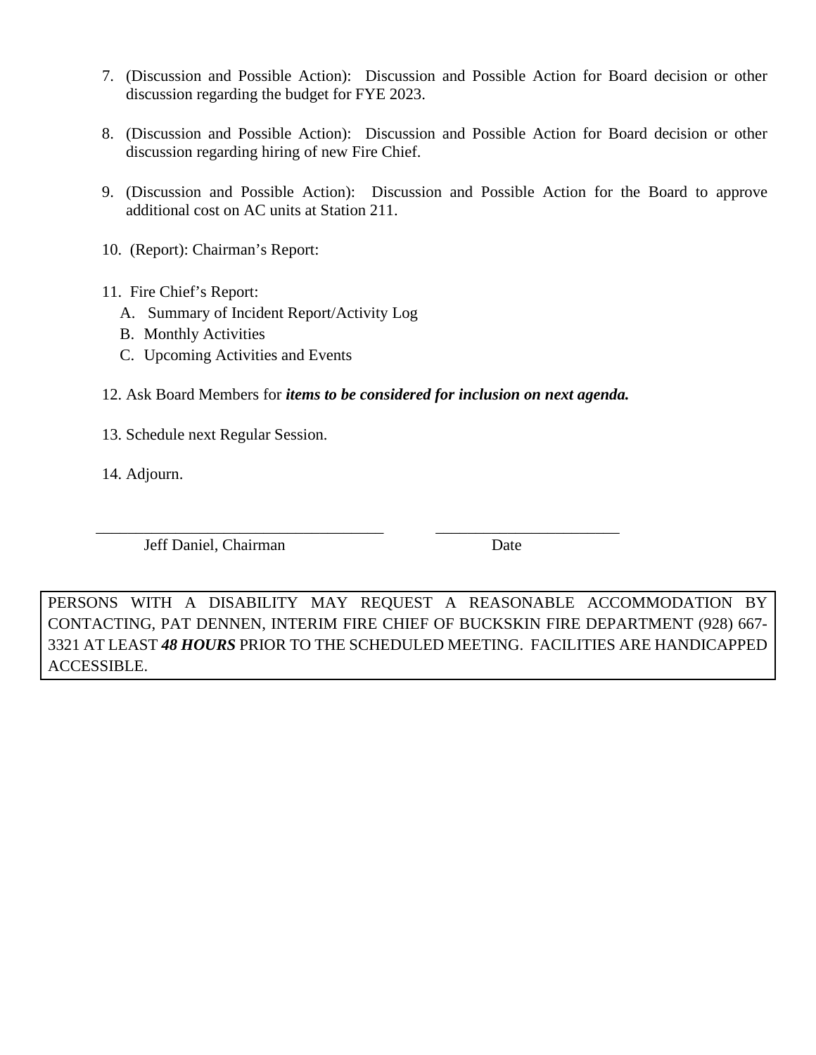7. (Discussion and Possible Action): Discussion and Possible Action for Board decision or other discussion regarding the budget for FYE 2023.

8. (Discussion and Possible Action): Discussion and Possible Action for Board decision or other discussion regarding hiring of new Fire Chief.

9. (Discussion and Possible Action): Discussion and Possible Action for the Board to approve additional cost on AC units at Station 211.

10. (Report): Chairman's Report:

11. Fire Chief's Report:
    - A. Summary of Incident Report/Activity Log
    - B. Monthly Activities
    - C. Upcoming Activities and Events

12. Ask Board Members for ***items to be considered for inclusion on next agenda.***

13. Schedule next Regular Session.

14. Adjourn.

_____________________________________ _______________________

Jeff Daniel, Chairman Date

PERSONS WITH A DISABILITY MAY REQUEST A REASONABLE ACCOMMODATION BY CONTACTING, PAT DENNEN, INTERIM FIRE CHIEF OF BUCKSKIN FIRE DEPARTMENT (928) 667-3321 AT LEAST ***48 HOURS*** PRIOR TO THE SCHEDULED MEETING. FACILITIES ARE HANDICAPPED ACCESSIBLE.